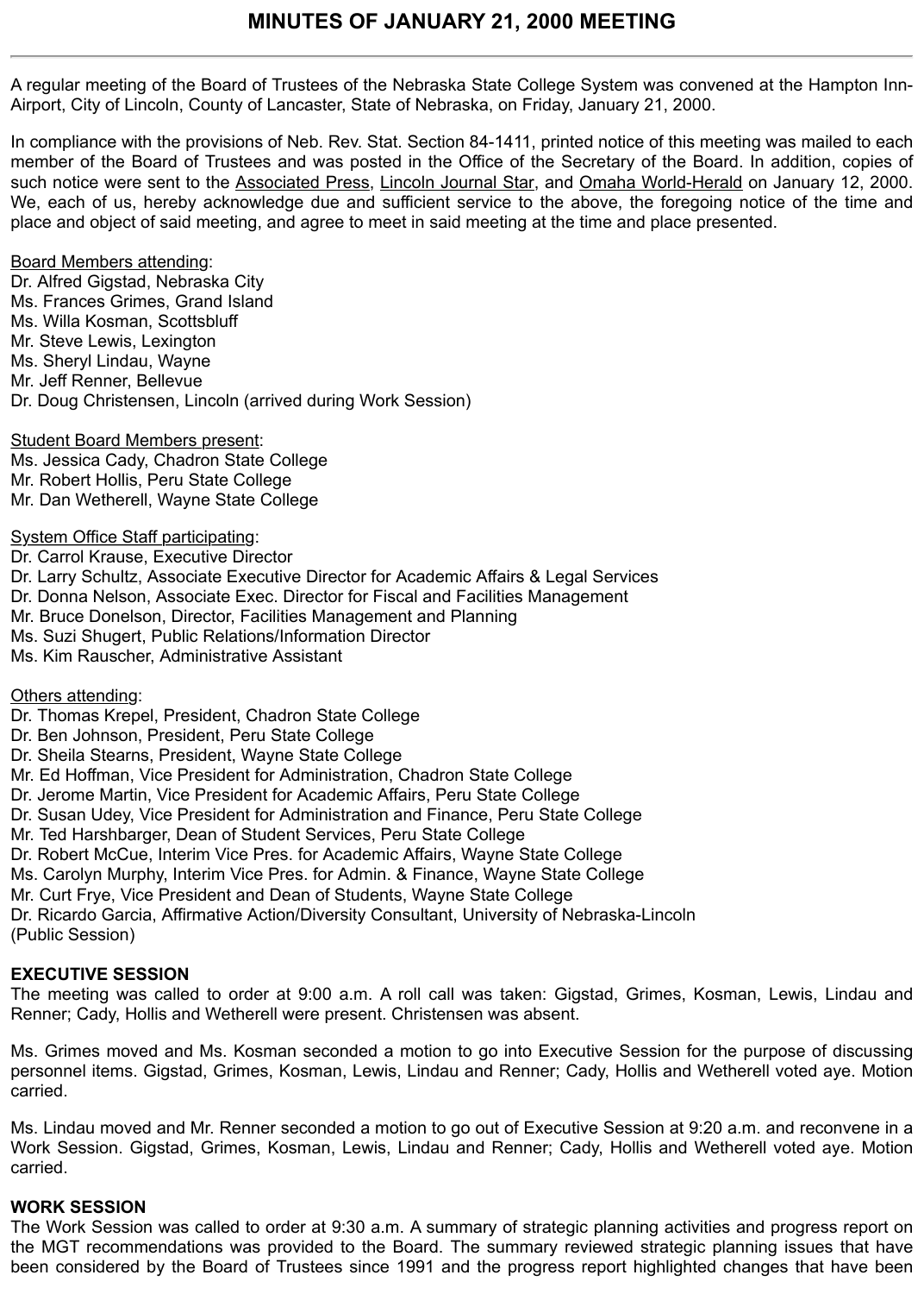# MINUTES OF JANUARY 21, 2000 MEETING

A regular meeting of the Board of Trustees of the Nebraska State College System was convened at the Hampton Inn-Airport, City of Lincoln, County of Lancaster, State of Nebraska, on Friday, January 21, 2000.

In compliance with the provisions of Neb. Rev. Stat. Section 84-1411, printed notice of this meeting was mailed to each member of the Board of Trustees and was posted in the Office of the Secretary of the Board. In addition, copies of such notice were sent to the Associated Press, Lincoln Journal Star, and Omaha World-Herald on January 12, 2000. We, each of us, hereby acknowledge due and sufficient service to the above, the foregoing notice of the time and place and object of said meeting, and agree to meet in said meeting at the time and place presented.

Board Members attending:
Dr. Alfred Gigstad, Nebraska City
Ms. Frances Grimes, Grand Island
Ms. Willa Kosman, Scottsbluff
Mr. Steve Lewis, Lexington
Ms. Sheryl Lindau, Wayne
Mr. Jeff Renner, Bellevue
Dr. Doug Christensen, Lincoln (arrived during Work Session)

Student Board Members present:
Ms. Jessica Cady, Chadron State College
Mr. Robert Hollis, Peru State College
Mr. Dan Wetherell, Wayne State College

System Office Staff participating:
Dr. Carrol Krause, Executive Director
Dr. Larry Schultz, Associate Executive Director for Academic Affairs & Legal Services
Dr. Donna Nelson, Associate Exec. Director for Fiscal and Facilities Management
Mr. Bruce Donelson, Director, Facilities Management and Planning
Ms. Suzi Shugert, Public Relations/Information Director
Ms. Kim Rauscher, Administrative Assistant

Others attending:
Dr. Thomas Krepel, President, Chadron State College
Dr. Ben Johnson, President, Peru State College
Dr. Sheila Stearns, President, Wayne State College
Mr. Ed Hoffman, Vice President for Administration, Chadron State College
Dr. Jerome Martin, Vice President for Academic Affairs, Peru State College
Dr. Susan Udey, Vice President for Administration and Finance, Peru State College
Mr. Ted Harshbarger, Dean of Student Services, Peru State College
Dr. Robert McCue, Interim Vice Pres. for Academic Affairs, Wayne State College
Ms. Carolyn Murphy, Interim Vice Pres. for Admin. & Finance, Wayne State College
Mr. Curt Frye, Vice President and Dean of Students, Wayne State College
Dr. Ricardo Garcia, Affirmative Action/Diversity Consultant, University of Nebraska-Lincoln
(Public Session)

**EXECUTIVE SESSION**
The meeting was called to order at 9:00 a.m. A roll call was taken: Gigstad, Grimes, Kosman, Lewis, Lindau and Renner; Cady, Hollis and Wetherell were present. Christensen was absent.

Ms. Grimes moved and Ms. Kosman seconded a motion to go into Executive Session for the purpose of discussing personnel items. Gigstad, Grimes, Kosman, Lewis, Lindau and Renner; Cady, Hollis and Wetherell voted aye. Motion carried.

Ms. Lindau moved and Mr. Renner seconded a motion to go out of Executive Session at 9:20 a.m. and reconvene in a Work Session. Gigstad, Grimes, Kosman, Lewis, Lindau and Renner; Cady, Hollis and Wetherell voted aye. Motion carried.

**WORK SESSION**
The Work Session was called to order at 9:30 a.m. A summary of strategic planning activities and progress report on the MGT recommendations was provided to the Board. The summary reviewed strategic planning issues that have been considered by the Board of Trustees since 1991 and the progress report highlighted changes that have been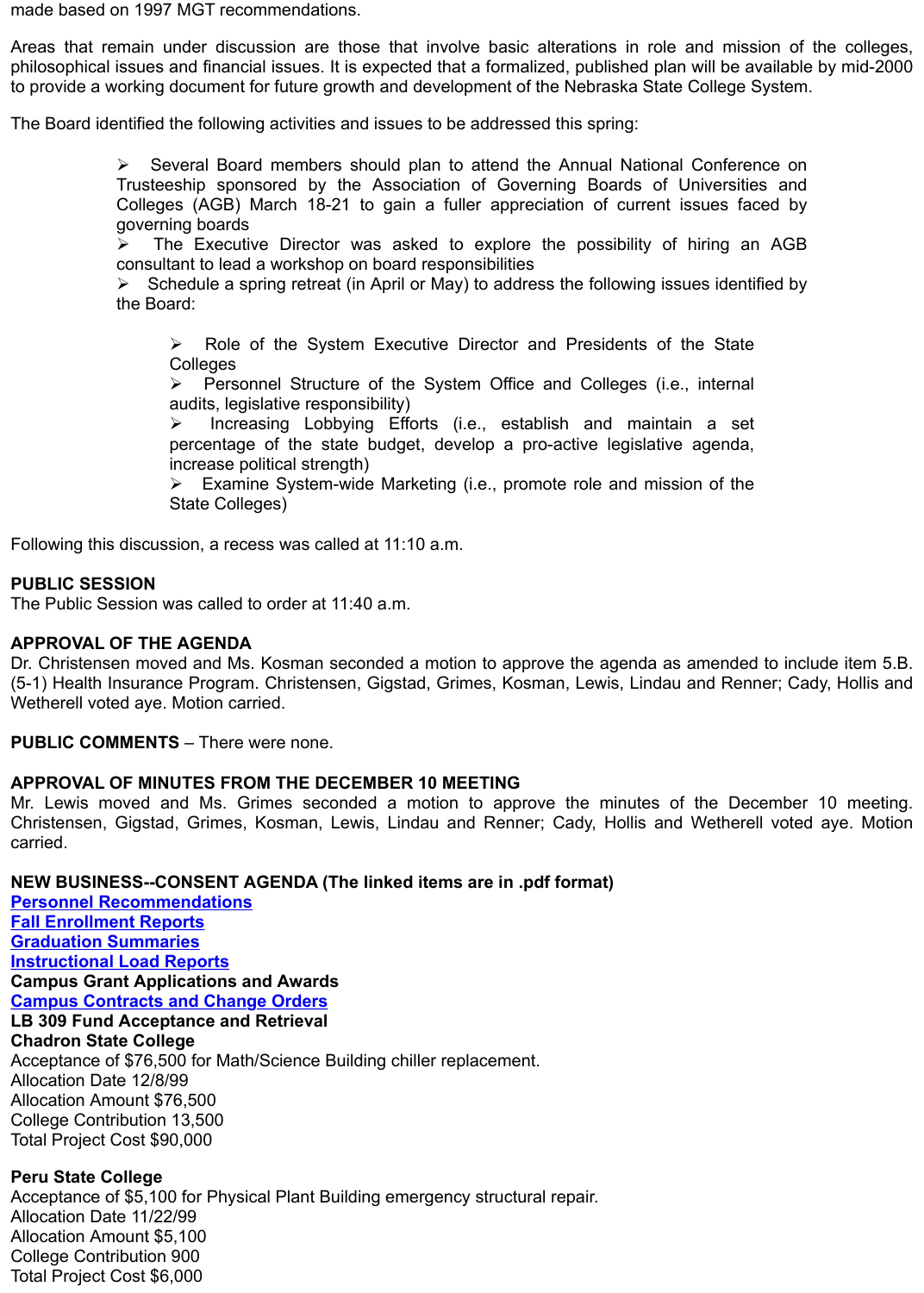made based on 1997 MGT recommendations.

Areas that remain under discussion are those that involve basic alterations in role and mission of the colleges, philosophical issues and financial issues. It is expected that a formalized, published plan will be available by mid-2000 to provide a working document for future growth and development of the Nebraska State College System.

The Board identified the following activities and issues to be addressed this spring:

- Several Board members should plan to attend the Annual National Conference on Trusteeship sponsored by the Association of Governing Boards of Universities and Colleges (AGB) March 18-21 to gain a fuller appreciation of current issues faced by governing boards
- The Executive Director was asked to explore the possibility of hiring an AGB consultant to lead a workshop on board responsibilities
- Schedule a spring retreat (in April or May) to address the following issues identified by the Board:
  - Role of the System Executive Director and Presidents of the State Colleges
  - Personnel Structure of the System Office and Colleges (i.e., internal audits, legislative responsibility)
  - Increasing Lobbying Efforts (i.e., establish and maintain a set percentage of the state budget, develop a pro-active legislative agenda, increase political strength)
  - Examine System-wide Marketing (i.e., promote role and mission of the State Colleges)

Following this discussion, a recess was called at 11:10 a.m.

**PUBLIC SESSION**
The Public Session was called to order at 11:40 a.m.

**APPROVAL OF THE AGENDA**
Dr. Christensen moved and Ms. Kosman seconded a motion to approve the agenda as amended to include item 5.B. (5-1) Health Insurance Program. Christensen, Gigstad, Grimes, Kosman, Lewis, Lindau and Renner; Cady, Hollis and Wetherell voted aye. Motion carried.

**PUBLIC COMMENTS** – There were none.

**APPROVAL OF MINUTES FROM THE DECEMBER 10 MEETING**
Mr. Lewis moved and Ms. Grimes seconded a motion to approve the minutes of the December 10 meeting. Christensen, Gigstad, Grimes, Kosman, Lewis, Lindau and Renner; Cady, Hollis and Wetherell voted aye. Motion carried.

**NEW BUSINESS--CONSENT AGENDA (The linked items are in .pdf format)**
**Personnel Recommendations**
**Fall Enrollment Reports**
**Graduation Summaries**
**Instructional Load Reports**
**Campus Grant Applications and Awards**
**Campus Contracts and Change Orders**
**LB 309 Fund Acceptance and Retrieval**
**Chadron State College**
Acceptance of $76,500 for Math/Science Building chiller replacement.
Allocation Date 12/8/99
Allocation Amount $76,500
College Contribution 13,500
Total Project Cost $90,000

**Peru State College**
Acceptance of $5,100 for Physical Plant Building emergency structural repair.
Allocation Date 11/22/99
Allocation Amount $5,100
College Contribution 900
Total Project Cost $6,000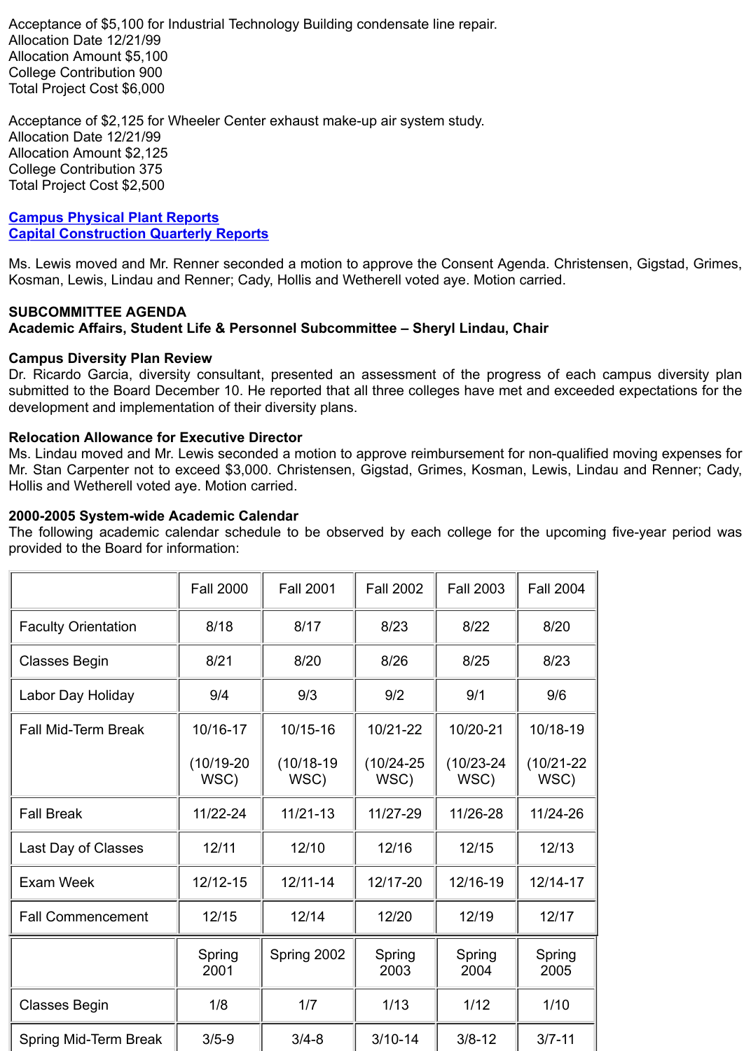Acceptance of $5,100 for Industrial Technology Building condensate line repair.
Allocation Date 12/21/99
Allocation Amount $5,100
College Contribution 900
Total Project Cost $6,000

Acceptance of $2,125 for Wheeler Center exhaust make-up air system study.
Allocation Date 12/21/99
Allocation Amount $2,125
College Contribution 375
Total Project Cost $2,500

**Campus Physical Plant Reports**
**Capital Construction Quarterly Reports**

Ms. Lewis moved and Mr. Renner seconded a motion to approve the Consent Agenda. Christensen, Gigstad, Grimes, Kosman, Lewis, Lindau and Renner; Cady, Hollis and Wetherell voted aye. Motion carried.

**SUBCOMMITTEE AGENDA**
**Academic Affairs, Student Life & Personnel Subcommittee – Sheryl Lindau, Chair**

**Campus Diversity Plan Review**
Dr. Ricardo Garcia, diversity consultant, presented an assessment of the progress of each campus diversity plan submitted to the Board December 10. He reported that all three colleges have met and exceeded expectations for the development and implementation of their diversity plans.

**Relocation Allowance for Executive Director**
Ms. Lindau moved and Mr. Lewis seconded a motion to approve reimbursement for non-qualified moving expenses for Mr. Stan Carpenter not to exceed $3,000. Christensen, Gigstad, Grimes, Kosman, Lewis, Lindau and Renner; Cady, Hollis and Wetherell voted aye. Motion carried.

**2000-2005 System-wide Academic Calendar**
The following academic calendar schedule to be observed by each college for the upcoming five-year period was provided to the Board for information:

| | Fall 2000 | Fall 2001 | Fall 2002 | Fall 2003 | Fall 2004 |
|---|---|---|---|---|---|
| Faculty Orientation | 8/18 | 8/17 | 8/23 | 8/22 | 8/20 |
| Classes Begin | 8/21 | 8/20 | 8/26 | 8/25 | 8/23 |
| Labor Day Holiday | 9/4 | 9/3 | 9/2 | 9/1 | 9/6 |
| Fall Mid-Term Break | 10/16-17 (10/19-20 WSC) | 10/15-16 (10/18-19 WSC) | 10/21-22 (10/24-25 WSC) | 10/20-21 (10/23-24 WSC) | 10/18-19 (10/21-22 WSC) |
| Fall Break | 11/22-24 | 11/21-13 | 11/27-29 | 11/26-28 | 11/24-26 |
| Last Day of Classes | 12/11 | 12/10 | 12/16 | 12/15 | 12/13 |
| Exam Week | 12/12-15 | 12/11-14 | 12/17-20 | 12/16-19 | 12/14-17 |
| Fall Commencement | 12/15 | 12/14 | 12/20 | 12/19 | 12/17 |
| | **Spring 2001** | **Spring 2002** | **Spring 2003** | **Spring 2004** | **Spring 2005** |
| Classes Begin | 1/8 | 1/7 | 1/13 | 1/12 | 1/10 |
| Spring Mid-Term Break | 3/5-9 | 3/4-8 | 3/10-14 | 3/8-12 | 3/7-11 |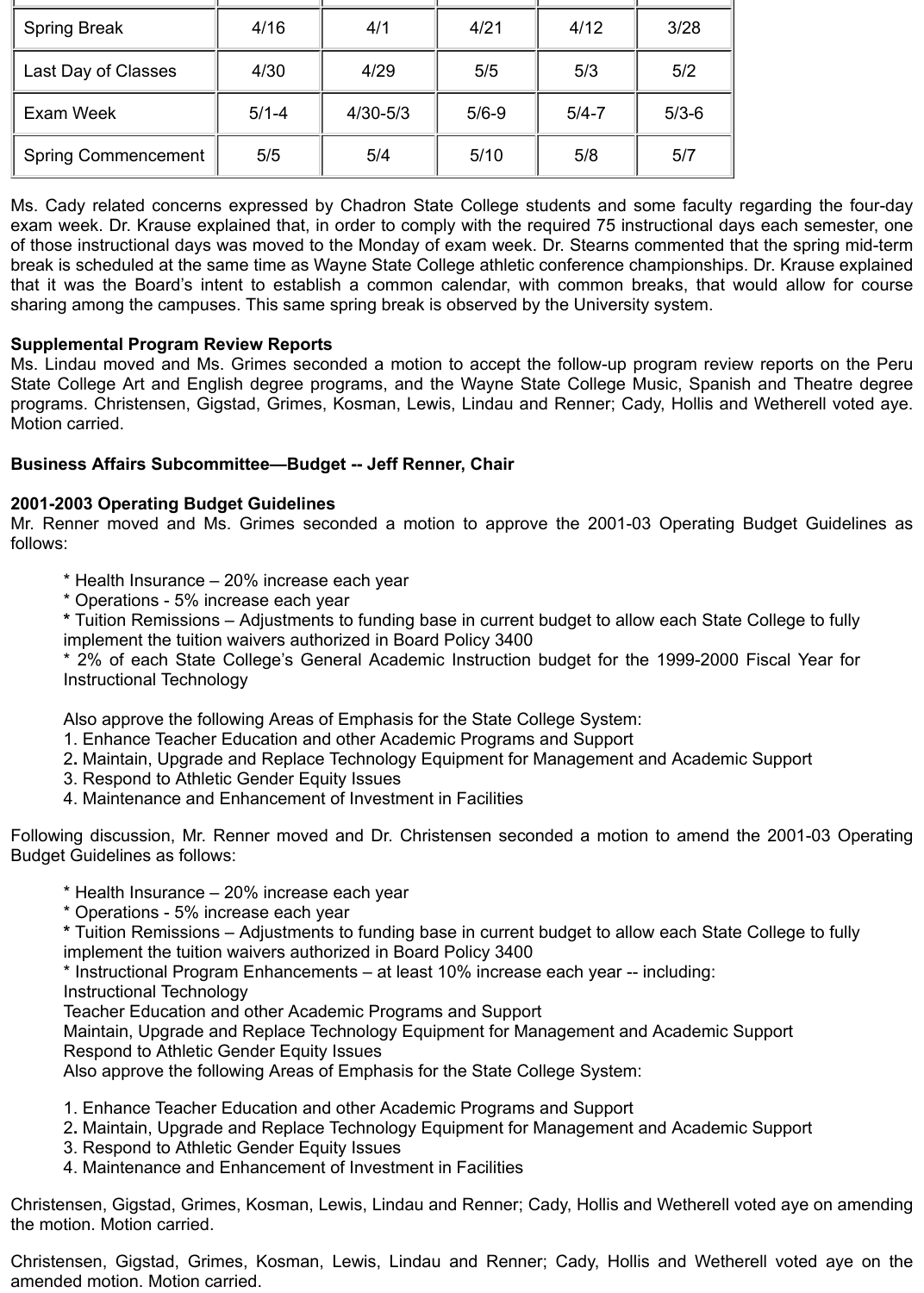| Spring Break | 4/16 | 4/1 | 4/21 | 4/12 | 3/28 |
|---|---|---|---|---|---|
| Last Day of Classes | 4/30 | 4/29 | 5/5 | 5/3 | 5/2 |
| Exam Week | 5/1-4 | 4/30-5/3 | 5/6-9 | 5/4-7 | 5/3-6 |
| Spring Commencement | 5/5 | 5/4 | 5/10 | 5/8 | 5/7 |

Ms. Cady related concerns expressed by Chadron State College students and some faculty regarding the four-day exam week. Dr. Krause explained that, in order to comply with the required 75 instructional days each semester, one of those instructional days was moved to the Monday of exam week. Dr. Stearns commented that the spring mid-term break is scheduled at the same time as Wayne State College athletic conference championships. Dr. Krause explained that it was the Board's intent to establish a common calendar, with common breaks, that would allow for course sharing among the campuses. This same spring break is observed by the University system.

**Supplemental Program Review Reports**

Ms. Lindau moved and Ms. Grimes seconded a motion to accept the follow-up program review reports on the Peru State College Art and English degree programs, and the Wayne State College Music, Spanish and Theatre degree programs. Christensen, Gigstad, Grimes, Kosman, Lewis, Lindau and Renner; Cady, Hollis and Wetherell voted aye. Motion carried.

**Business Affairs Subcommittee—Budget -- Jeff Renner, Chair**

**2001-2003 Operating Budget Guidelines**

Mr. Renner moved and Ms. Grimes seconded a motion to approve the 2001-03 Operating Budget Guidelines as follows:

> * Health Insurance – 20% increase each year
> * Operations - 5% increase each year
> * Tuition Remissions – Adjustments to funding base in current budget to allow each State College to fully implement the tuition waivers authorized in Board Policy 3400
> * 2% of each State College's General Academic Instruction budget for the 1999-2000 Fiscal Year for Instructional Technology
>
> Also approve the following Areas of Emphasis for the State College System:
> 1. Enhance Teacher Education and other Academic Programs and Support
> 2. Maintain, Upgrade and Replace Technology Equipment for Management and Academic Support
> 3. Respond to Athletic Gender Equity Issues
> 4. Maintenance and Enhancement of Investment in Facilities

Following discussion, Mr. Renner moved and Dr. Christensen seconded a motion to amend the 2001-03 Operating Budget Guidelines as follows:

> * Health Insurance – 20% increase each year
> * Operations - 5% increase each year
> * Tuition Remissions – Adjustments to funding base in current budget to allow each State College to fully implement the tuition waivers authorized in Board Policy 3400
> * Instructional Program Enhancements – at least 10% increase each year -- including:
> Instructional Technology
> Teacher Education and other Academic Programs and Support
> Maintain, Upgrade and Replace Technology Equipment for Management and Academic Support
> Respond to Athletic Gender Equity Issues
> Also approve the following Areas of Emphasis for the State College System:
>
> 1. Enhance Teacher Education and other Academic Programs and Support
> 2. Maintain, Upgrade and Replace Technology Equipment for Management and Academic Support
> 3. Respond to Athletic Gender Equity Issues
> 4. Maintenance and Enhancement of Investment in Facilities

Christensen, Gigstad, Grimes, Kosman, Lewis, Lindau and Renner; Cady, Hollis and Wetherell voted aye on amending the motion. Motion carried.

Christensen, Gigstad, Grimes, Kosman, Lewis, Lindau and Renner; Cady, Hollis and Wetherell voted aye on the amended motion. Motion carried.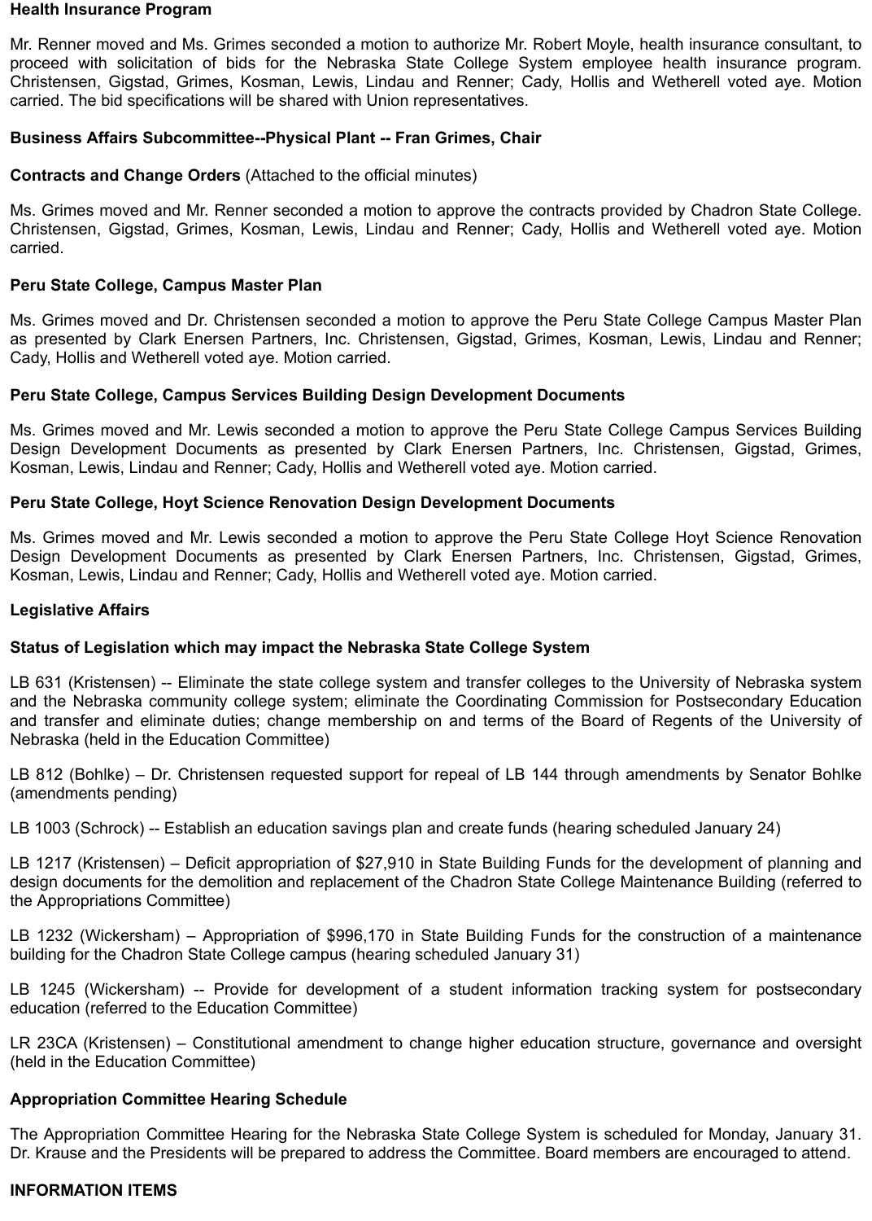**Health Insurance Program**

Mr. Renner moved and Ms. Grimes seconded a motion to authorize Mr. Robert Moyle, health insurance consultant, to proceed with solicitation of bids for the Nebraska State College System employee health insurance program. Christensen, Gigstad, Grimes, Kosman, Lewis, Lindau and Renner; Cady, Hollis and Wetherell voted aye. Motion carried. The bid specifications will be shared with Union representatives.

**Business Affairs Subcommittee--Physical Plant -- Fran Grimes, Chair**

**Contracts and Change Orders** (Attached to the official minutes)

Ms. Grimes moved and Mr. Renner seconded a motion to approve the contracts provided by Chadron State College. Christensen, Gigstad, Grimes, Kosman, Lewis, Lindau and Renner; Cady, Hollis and Wetherell voted aye. Motion carried.

**Peru State College, Campus Master Plan**

Ms. Grimes moved and Dr. Christensen seconded a motion to approve the Peru State College Campus Master Plan as presented by Clark Enersen Partners, Inc. Christensen, Gigstad, Grimes, Kosman, Lewis, Lindau and Renner; Cady, Hollis and Wetherell voted aye. Motion carried.

**Peru State College, Campus Services Building Design Development Documents**

Ms. Grimes moved and Mr. Lewis seconded a motion to approve the Peru State College Campus Services Building Design Development Documents as presented by Clark Enersen Partners, Inc. Christensen, Gigstad, Grimes, Kosman, Lewis, Lindau and Renner; Cady, Hollis and Wetherell voted aye. Motion carried.

**Peru State College, Hoyt Science Renovation Design Development Documents**

Ms. Grimes moved and Mr. Lewis seconded a motion to approve the Peru State College Hoyt Science Renovation Design Development Documents as presented by Clark Enersen Partners, Inc. Christensen, Gigstad, Grimes, Kosman, Lewis, Lindau and Renner; Cady, Hollis and Wetherell voted aye. Motion carried.

**Legislative Affairs**

**Status of Legislation which may impact the Nebraska State College System**

LB 631 (Kristensen) -- Eliminate the state college system and transfer colleges to the University of Nebraska system and the Nebraska community college system; eliminate the Coordinating Commission for Postsecondary Education and transfer and eliminate duties; change membership on and terms of the Board of Regents of the University of Nebraska (held in the Education Committee)

LB 812 (Bohlke) – Dr. Christensen requested support for repeal of LB 144 through amendments by Senator Bohlke (amendments pending)

LB 1003 (Schrock) -- Establish an education savings plan and create funds (hearing scheduled January 24)

LB 1217 (Kristensen) – Deficit appropriation of $27,910 in State Building Funds for the development of planning and design documents for the demolition and replacement of the Chadron State College Maintenance Building (referred to the Appropriations Committee)

LB 1232 (Wickersham) – Appropriation of $996,170 in State Building Funds for the construction of a maintenance building for the Chadron State College campus (hearing scheduled January 31)

LB 1245 (Wickersham) -- Provide for development of a student information tracking system for postsecondary education (referred to the Education Committee)

LR 23CA (Kristensen) – Constitutional amendment to change higher education structure, governance and oversight (held in the Education Committee)

**Appropriation Committee Hearing Schedule**

The Appropriation Committee Hearing for the Nebraska State College System is scheduled for Monday, January 31. Dr. Krause and the Presidents will be prepared to address the Committee. Board members are encouraged to attend.

**INFORMATION ITEMS**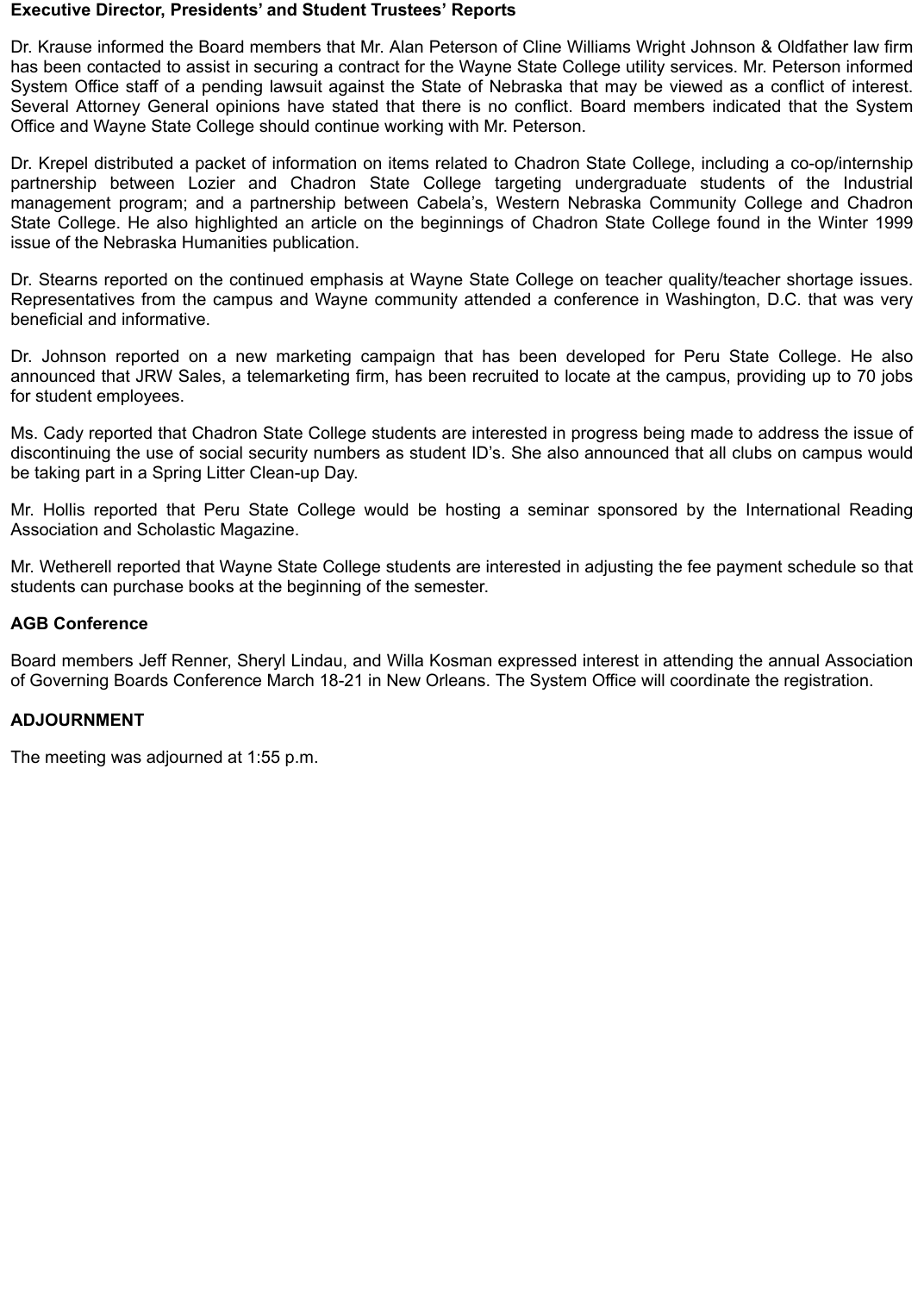**Executive Director, Presidents' and Student Trustees' Reports**

Dr. Krause informed the Board members that Mr. Alan Peterson of Cline Williams Wright Johnson & Oldfather law firm has been contacted to assist in securing a contract for the Wayne State College utility services. Mr. Peterson informed System Office staff of a pending lawsuit against the State of Nebraska that may be viewed as a conflict of interest. Several Attorney General opinions have stated that there is no conflict. Board members indicated that the System Office and Wayne State College should continue working with Mr. Peterson.

Dr. Krepel distributed a packet of information on items related to Chadron State College, including a co-op/internship partnership between Lozier and Chadron State College targeting undergraduate students of the Industrial management program; and a partnership between Cabela's, Western Nebraska Community College and Chadron State College. He also highlighted an article on the beginnings of Chadron State College found in the Winter 1999 issue of the Nebraska Humanities publication.

Dr. Stearns reported on the continued emphasis at Wayne State College on teacher quality/teacher shortage issues. Representatives from the campus and Wayne community attended a conference in Washington, D.C. that was very beneficial and informative.

Dr. Johnson reported on a new marketing campaign that has been developed for Peru State College. He also announced that JRW Sales, a telemarketing firm, has been recruited to locate at the campus, providing up to 70 jobs for student employees.

Ms. Cady reported that Chadron State College students are interested in progress being made to address the issue of discontinuing the use of social security numbers as student ID's. She also announced that all clubs on campus would be taking part in a Spring Litter Clean-up Day.

Mr. Hollis reported that Peru State College would be hosting a seminar sponsored by the International Reading Association and Scholastic Magazine.

Mr. Wetherell reported that Wayne State College students are interested in adjusting the fee payment schedule so that students can purchase books at the beginning of the semester.

**AGB Conference**

Board members Jeff Renner, Sheryl Lindau, and Willa Kosman expressed interest in attending the annual Association of Governing Boards Conference March 18-21 in New Orleans. The System Office will coordinate the registration.

**ADJOURNMENT**

The meeting was adjourned at 1:55 p.m.